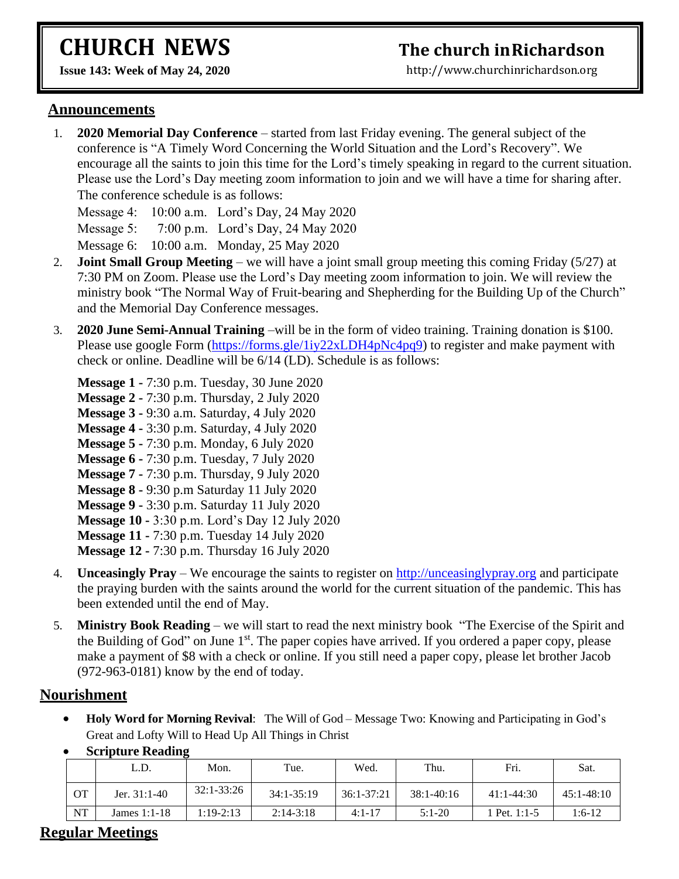# CHURCH NEWS

**Issue 143: Week of May 24, 2020**

# The church in Richardson

http://www.churchinrichardson.org

## Announcements

1. **2020 Memorial Day Conference** – started from last Friday evening. The general subject of the conference is "A Timely Word Concerning the World Situation and the Lord's Recovery". We encourage all the saints to join this time for the Lord's timely speaking in regard to the current situation. Please use the Lord's Day meeting zoom information to join and we will have a time for sharing after. The conference schedule is as follows:

   Message 4: 10:00 a.m. Lord's Day, 24 May 2020
   Message 5: 7:00 p.m. Lord's Day, 24 May 2020
   Message 6: 10:00 a.m. Monday, 25 May 2020

2. **Joint Small Group Meeting** – we will have a joint small group meeting this coming Friday (5/27) at 7:30 PM on Zoom. Please use the Lord's Day meeting zoom information to join. We will review the ministry book "The Normal Way of Fruit-bearing and Shepherding for the Building Up of the Church" and the Memorial Day Conference messages.

3. **2020 June Semi-Annual Training** –will be in the form of video training. Training donation is $100. Please use google Form (https://forms.gle/1iy22xLDH4pNc4pq9) to register and make payment with check or online. Deadline will be 6/14 (LD). Schedule is as follows:

   **Message 1 -** 7:30 p.m. Tuesday, 30 June 2020
   **Message 2 -** 7:30 p.m. Thursday, 2 July 2020
   **Message 3 -** 9:30 a.m. Saturday, 4 July 2020
   **Message 4 -** 3:30 p.m. Saturday, 4 July 2020
   **Message 5 -** 7:30 p.m. Monday, 6 July 2020
   **Message 6 -** 7:30 p.m. Tuesday, 7 July 2020
   **Message 7 -** 7:30 p.m. Thursday, 9 July 2020
   **Message 8 -** 9:30 p.m Saturday 11 July 2020
   **Message 9 -** 3:30 p.m. Saturday 11 July 2020
   **Message 10 -** 3:30 p.m. Lord's Day 12 July 2020
   **Message 11 -** 7:30 p.m. Tuesday 14 July 2020
   **Message 12 -** 7:30 p.m. Thursday 16 July 2020

4. **Unceasingly Pray** – We encourage the saints to register on http://unceasinglypray.org and participate the praying burden with the saints around the world for the current situation of the pandemic. This has been extended until the end of May.

5. **Ministry Book Reading** – we will start to read the next ministry book "The Exercise of the Spirit and the Building of God" on June 1st. The paper copies have arrived. If you ordered a paper copy, please make a payment of $8 with a check or online. If you still need a paper copy, please let brother Jacob (972-963-0181) know by the end of today.

## Nourishment

- **Holy Word for Morning Revival**: The Will of God – Message Two: Knowing and Participating in God's Great and Lofty Will to Head Up All Things in Christ
- **Scripture Reading**

| | L.D. | Mon. | Tue. | Wed. | Thu. | Fri. | Sat. |
|---|---|---|---|---|---|---|---|
| OT | Jer. 31:1-40 | 32:1-33:26 | 34:1-35:19 | 36:1-37:21 | 38:1-40:16 | 41:1-44:30 | 45:1-48:10 |
| NT | James 1:1-18 | 1:19-2:13 | 2:14-3:18 | 4:1-17 | 5:1-20 | 1 Pet. 1:1-5 | 1:6-12 |

## Regular Meetings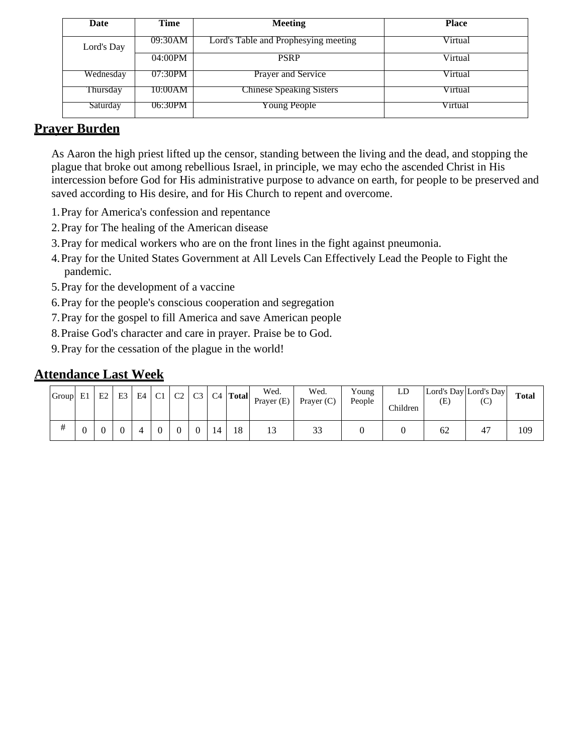| Date | Time | Meeting | Place |
| --- | --- | --- | --- |
| Lord's Day | 09:30AM | Lord's Table and Prophesying meeting | Virtual |
| | 04:00PM | PSRP | Virtual |
| Wednesday | 07:30PM | Prayer and Service | Virtual |
| Thursday | 10:00AM | Chinese Speaking Sisters | Virtual |
| Saturday | 06:30PM | Young People | Virtual |

## Prayer Burden

As Aaron the high priest lifted up the censor, standing between the living and the dead, and stopping the plague that broke out among rebellious Israel, in principle, we may echo the ascended Christ in His intercession before God for His administrative purpose to advance on earth, for people to be preserved and saved according to His desire, and for His Church to repent and overcome.

1. Pray for America's confession and repentance
2. Pray for The healing of the American disease
3. Pray for medical workers who are on the front lines in the fight against pneumonia.
4. Pray for the United States Government at All Levels Can Effectively Lead the People to Fight the pandemic.
5. Pray for the development of a vaccine
6. Pray for the people's conscious cooperation and segregation
7. Pray for the gospel to fill America and save American people
8. Praise God's character and care in prayer. Praise be to God.
9. Pray for the cessation of the plague in the world!

## Attendance Last Week

| Group | E1 | E2 | E3 | E4 | C1 | C2 | C3 | C4 | **Total** | Wed. Prayer (E) | Wed. Prayer (C) | Young People | LD Children | Lord's Day (E) | Lord's Day (C) | **Total** |
| --- | --- | --- | --- | --- | --- | --- | --- | --- | --- | --- | --- | --- | --- | --- | --- | --- |
| # | 0 | 0 | 0 | 4 | 0 | 0 | 0 | 14 | 18 | 13 | 33 | 0 | 0 | 62 | 47 | 109 |